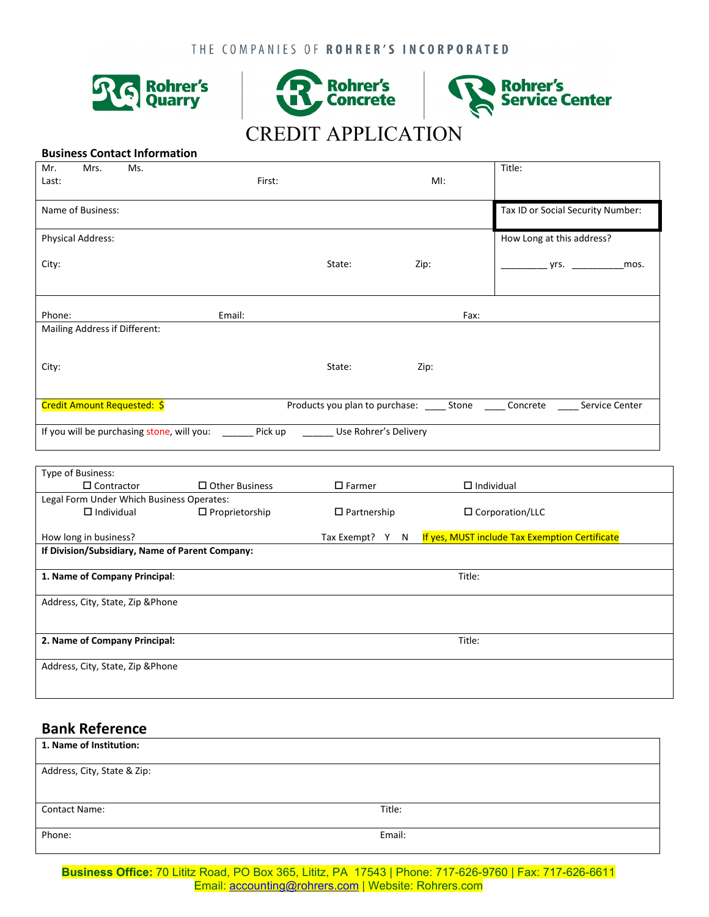THE COMPANIES OF **ROHRER'S INCORPORATED**

Rohrer's Quarry | Rohrer's Concrete | Rohrer's Service Center

# CREDIT APPLICATION

## Business Contact Information

| | |
|---|---|
| Mr. Mrs. Ms. Last: First: MI: | Title: |
| Name of Business: | Tax ID or Social Security Number: |
| Physical Address: City: State: Zip: | How Long at this address? _________ yrs. __________mos. |
| Phone: Email: Fax: | |
| Mailing Address if Different: City: State: Zip: | |
| Credit Amount Requested: $ | Products you plan to purchase: ____ Stone ____ Concrete ____ Service Center |
| If you will be purchasing stone, will you: ______ Pick up ______ Use Rohrer's Delivery | |

| | | | |
|---|---|---|---|
| Type of Business: | | | |
| ☐ Contractor | ☐ Other Business | ☐ Farmer | ☐ Individual |
| Legal Form Under Which Business Operates: | | | |
| ☐ Individual | ☐ Proprietorship | ☐ Partnership | ☐ Corporation/LLC |
| How long in business? | | Tax Exempt? Y N | If yes, MUST include Tax Exemption Certificate |
| **If Division/Subsidiary, Name of Parent Company:** | | | |
| **1. Name of Company Principal**: | | Title: | |
| Address, City, State, Zip &Phone | | | |
| **2. Name of Company Principal:** | | Title: | |
| Address, City, State, Zip &Phone | | | |

## Bank Reference

| | |
|---|---|
| **1. Name of Institution:** | |
| Address, City, State & Zip: | |
| Contact Name: | Title: |
| Phone: | Email: |

**Business Office:** 70 Lititz Road, PO Box 365, Lititz, PA 17543 | Phone: 717-626-9760 | Fax: 717-626-6611
Email: accounting@rohrers.com | Website: Rohrers.com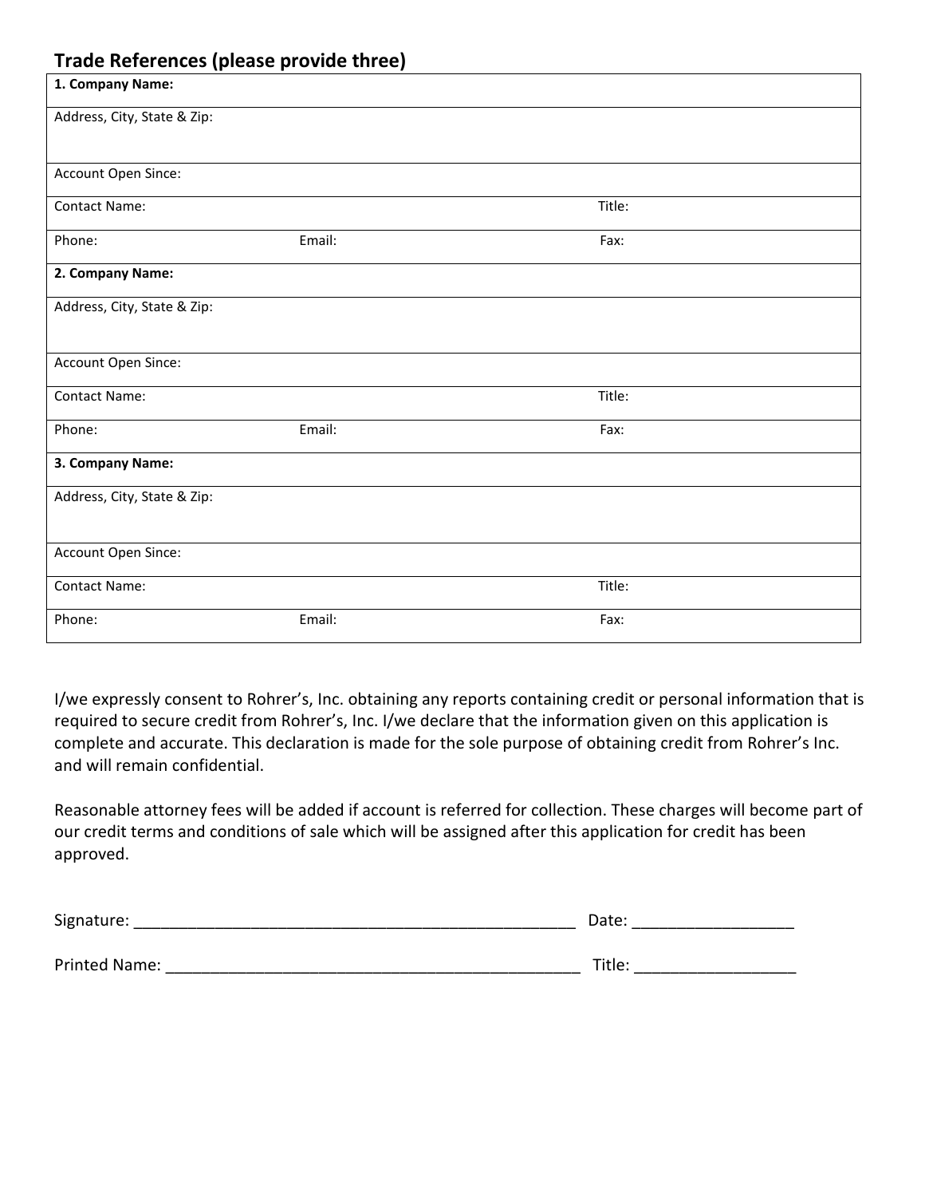## Trade References (please provide three)

| | | |
|---|---|---|
| **1. Company Name:** | | |
| Address, City, State & Zip: | | |
| Account Open Since: | | |
| Contact Name: | | Title: |
| Phone: | Email: | Fax: |
| **2. Company Name:** | | |
| Address, City, State & Zip: | | |
| Account Open Since: | | |
| Contact Name: | | Title: |
| Phone: | Email: | Fax: |
| **3. Company Name:** | | |
| Address, City, State & Zip: | | |
| Account Open Since: | | |
| Contact Name: | | Title: |
| Phone: | Email: | Fax: |

I/we expressly consent to Rohrer's, Inc. obtaining any reports containing credit or personal information that is required to secure credit from Rohrer's, Inc. I/we declare that the information given on this application is complete and accurate. This declaration is made for the sole purpose of obtaining credit from Rohrer's Inc. and will remain confidential.

Reasonable attorney fees will be added if account is referred for collection. These charges will become part of our credit terms and conditions of sale which will be assigned after this application for credit has been approved.

Signature: ___________________________________________________ Date: _________________

Printed Name: ________________________________________________ Title: _________________